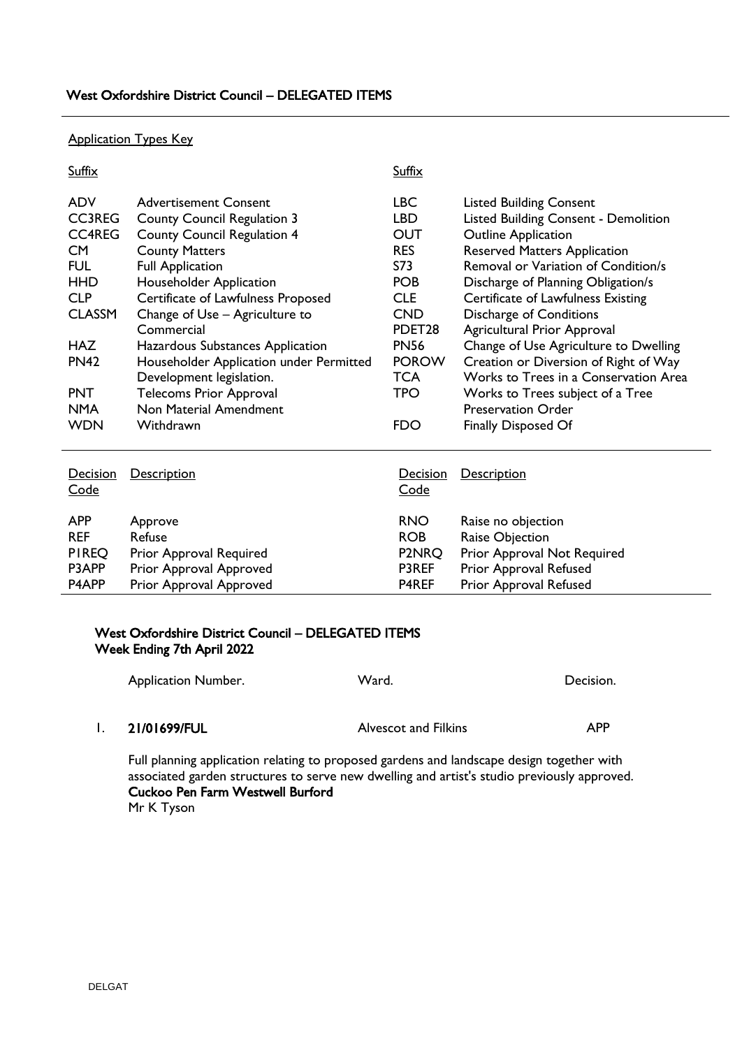## West Oxfordshire District Council – DELEGATED ITEMS

Application Types Key

| Suffix | | Suffix | |
|---|---|---|---|
| ADV | Advertisement Consent | LBC | Listed Building Consent |
| CC3REG | County Council Regulation 3 | LBD | Listed Building Consent - Demolition |
| CC4REG | County Council Regulation 4 | OUT | Outline Application |
| CM | County Matters | RES | Reserved Matters Application |
| FUL | Full Application | S73 | Removal or Variation of Condition/s |
| HHD | Householder Application | POB | Discharge of Planning Obligation/s |
| CLP | Certificate of Lawfulness Proposed | CLE | Certificate of Lawfulness Existing |
| CLASSM | Change of Use – Agriculture to Commercial | CND | Discharge of Conditions |
| | | PDET28 | Agricultural Prior Approval |
| HAZ | Hazardous Substances Application | PN56 | Change of Use Agriculture to Dwelling |
| PN42 | Householder Application under Permitted Development legislation. | POROW | Creation or Diversion of Right of Way |
| | | TCA | Works to Trees in a Conservation Area |
| PNT | Telecoms Prior Approval | TPO | Works to Trees subject of a Tree Preservation Order |
| NMA | Non Material Amendment | | |
| WDN | Withdrawn | FDO | Finally Disposed Of |

| Decision Code | Description | Decision Code | Description |
|---|---|---|---|
| APP | Approve | RNO | Raise no objection |
| REF | Refuse | ROB | Raise Objection |
| P1REQ | Prior Approval Required | P2NRQ | Prior Approval Not Required |
| P3APP | Prior Approval Approved | P3REF | Prior Approval Refused |
| P4APP | Prior Approval Approved | P4REF | Prior Approval Refused |

## West Oxfordshire District Council – DELEGATED ITEMS
## Week Ending 7th April 2022

| | Application Number. | Ward. | Decision. |
|---|---|---|---|
| 1. | **21/01699/FUL** | Alvescot and Filkins | APP |

Full planning application relating to proposed gardens and landscape design together with associated garden structures to serve new dwelling and artist's studio previously approved.
**Cuckoo Pen Farm Westwell Burford**
Mr K Tyson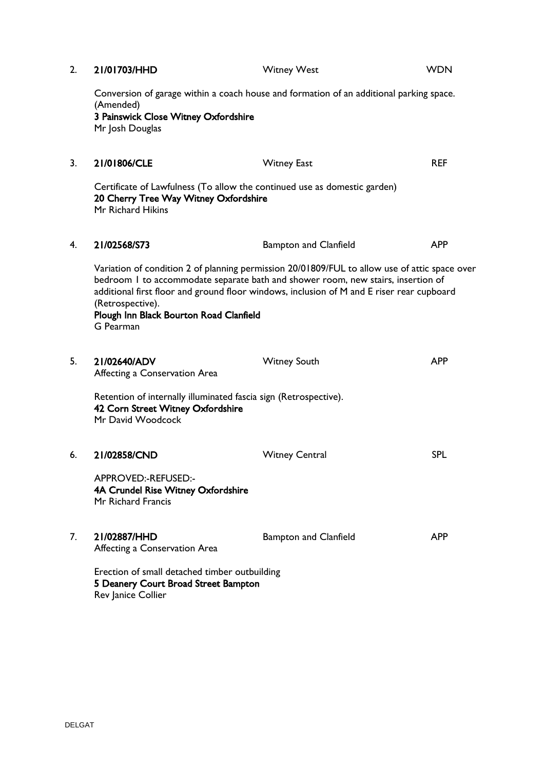2. **21/01703/HHD** Witney West WDN

Conversion of garage within a coach house and formation of an additional parking space. (Amended)
**3 Painswick Close Witney Oxfordshire**
Mr Josh Douglas

3. **21/01806/CLE** Witney East REF

Certificate of Lawfulness (To allow the continued use as domestic garden)
**20 Cherry Tree Way Witney Oxfordshire**
Mr Richard Hikins

4. **21/02568/S73** Bampton and Clanfield APP

Variation of condition 2 of planning permission 20/01809/FUL to allow use of attic space over bedroom 1 to accommodate separate bath and shower room, new stairs, insertion of additional first floor and ground floor windows, inclusion of M and E riser rear cupboard (Retrospective).
**Plough Inn Black Bourton Road Clanfield**
G Pearman

5. **21/02640/ADV** Witney South APP
Affecting a Conservation Area

Retention of internally illuminated fascia sign (Retrospective).
**42 Corn Street Witney Oxfordshire**
Mr David Woodcock

6. **21/02858/CND** Witney Central SPL

APPROVED:-REFUSED:-
**4A Crundel Rise Witney Oxfordshire**
Mr Richard Francis

7. **21/02887/HHD** Bampton and Clanfield APP
Affecting a Conservation Area

Erection of small detached timber outbuilding
**5 Deanery Court Broad Street Bampton**
Rev Janice Collier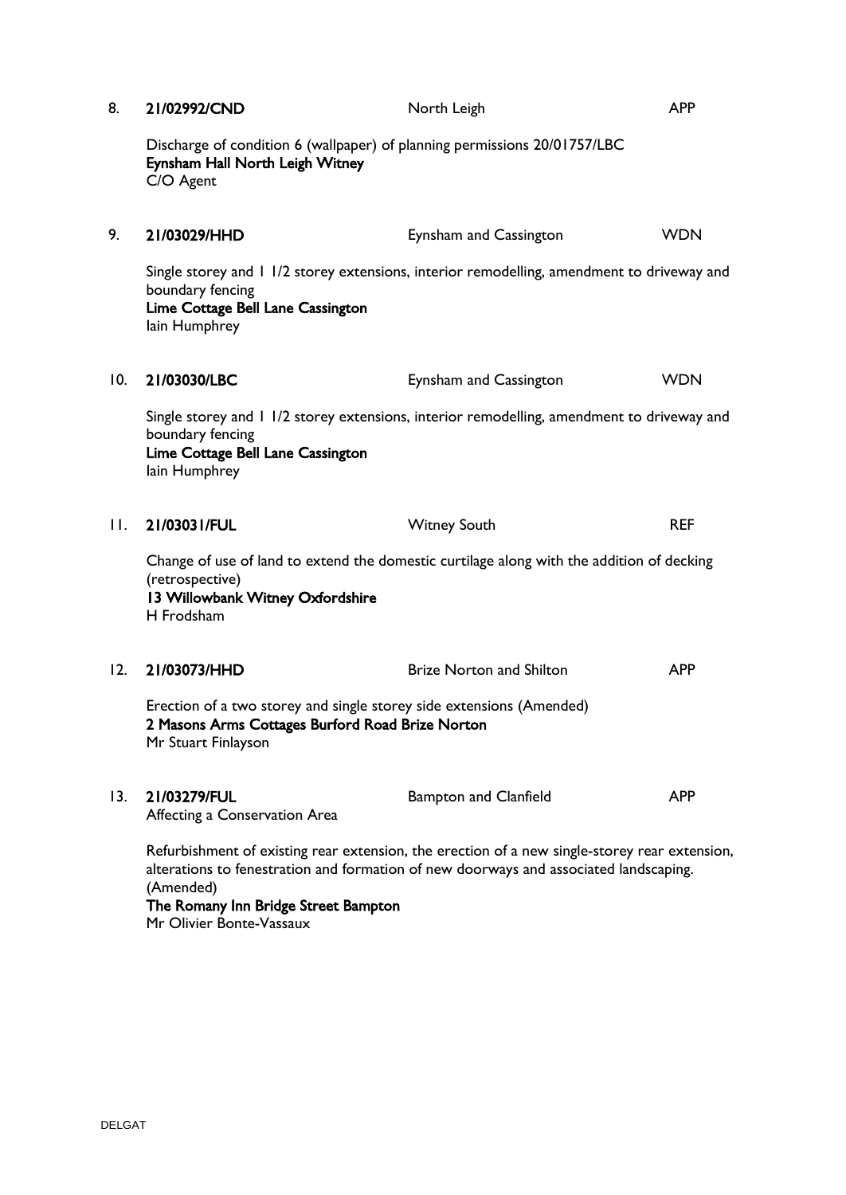8. **21/02992/CND** North Leigh APP

Discharge of condition 6 (wallpaper) of planning permissions 20/01757/LBC
**Eynsham Hall North Leigh Witney**
C/O Agent

9. **21/03029/HHD** Eynsham and Cassington WDN

Single storey and 1 1/2 storey extensions, interior remodelling, amendment to driveway and boundary fencing
**Lime Cottage Bell Lane Cassington**
Iain Humphrey

10. **21/03030/LBC** Eynsham and Cassington WDN

Single storey and 1 1/2 storey extensions, interior remodelling, amendment to driveway and boundary fencing
**Lime Cottage Bell Lane Cassington**
Iain Humphrey

11. **21/03031/FUL** Witney South REF

Change of use of land to extend the domestic curtilage along with the addition of decking (retrospective)
**13 Willowbank Witney Oxfordshire**
H Frodsham

12. **21/03073/HHD** Brize Norton and Shilton APP

Erection of a two storey and single storey side extensions (Amended)
**2 Masons Arms Cottages Burford Road Brize Norton**
Mr Stuart Finlayson

13. **21/03279/FUL** Bampton and Clanfield APP
Affecting a Conservation Area

Refurbishment of existing rear extension, the erection of a new single-storey rear extension, alterations to fenestration and formation of new doorways and associated landscaping. (Amended)
**The Romany Inn Bridge Street Bampton**
Mr Olivier Bonte-Vassaux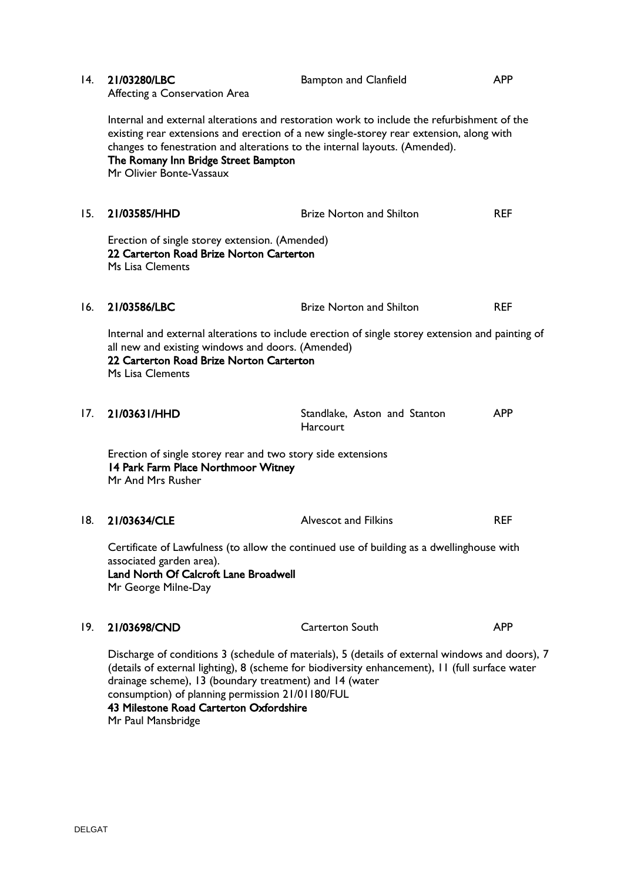14. **21/03280/LBC** Bampton and Clanfield APP
Affecting a Conservation Area

Internal and external alterations and restoration work to include the refurbishment of the existing rear extensions and erection of a new single-storey rear extension, along with changes to fenestration and alterations to the internal layouts. (Amended).
**The Romany Inn Bridge Street Bampton**
Mr Olivier Bonte-Vassaux

15. **21/03585/HHD** Brize Norton and Shilton REF

Erection of single storey extension. (Amended)
**22 Carterton Road Brize Norton Carterton**
Ms Lisa Clements

16. **21/03586/LBC** Brize Norton and Shilton REF

Internal and external alterations to include erection of single storey extension and painting of all new and existing windows and doors. (Amended)
**22 Carterton Road Brize Norton Carterton**
Ms Lisa Clements

17. **21/03631/HHD** Standlake, Aston and Stanton Harcourt APP

Erection of single storey rear and two story side extensions
**14 Park Farm Place Northmoor Witney**
Mr And Mrs Rusher

18. **21/03634/CLE** Alvescot and Filkins REF

Certificate of Lawfulness (to allow the continued use of building as a dwellinghouse with associated garden area).
**Land North Of Calcroft Lane Broadwell**
Mr George Milne-Day

19. **21/03698/CND** Carterton South APP

Discharge of conditions 3 (schedule of materials), 5 (details of external windows and doors), 7 (details of external lighting), 8 (scheme for biodiversity enhancement), 11 (full surface water drainage scheme), 13 (boundary treatment) and 14 (water consumption) of planning permission 21/01180/FUL
**43 Milestone Road Carterton Oxfordshire**
Mr Paul Mansbridge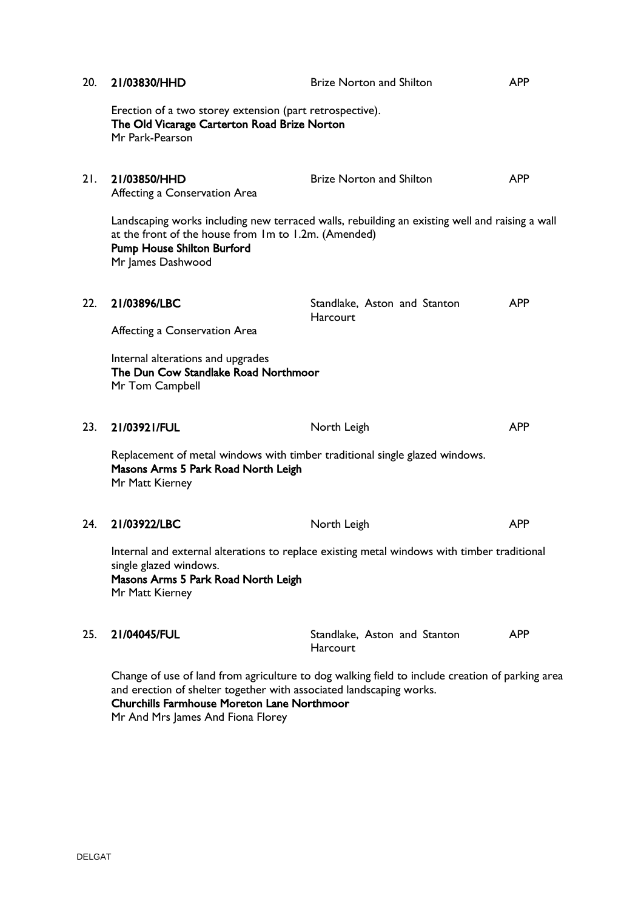20. **21/03830/HHD** Brize Norton and Shilton APP

Erection of a two storey extension (part retrospective).
**The Old Vicarage Carterton Road Brize Norton**
Mr Park-Pearson

21. **21/03850/HHD** Brize Norton and Shilton APP
Affecting a Conservation Area

Landscaping works including new terraced walls, rebuilding an existing well and raising a wall at the front of the house from 1m to 1.2m. (Amended)
**Pump House Shilton Burford**
Mr James Dashwood

22. **21/03896/LBC** Standlake, Aston and Stanton Harcourt APP
Affecting a Conservation Area

Internal alterations and upgrades
**The Dun Cow Standlake Road Northmoor**
Mr Tom Campbell

23. **21/03921/FUL** North Leigh APP

Replacement of metal windows with timber traditional single glazed windows.
**Masons Arms 5 Park Road North Leigh**
Mr Matt Kierney

24. **21/03922/LBC** North Leigh APP

Internal and external alterations to replace existing metal windows with timber traditional single glazed windows.
**Masons Arms 5 Park Road North Leigh**
Mr Matt Kierney

25. **21/04045/FUL** Standlake, Aston and Stanton Harcourt APP

Change of use of land from agriculture to dog walking field to include creation of parking area and erection of shelter together with associated landscaping works.
**Churchills Farmhouse Moreton Lane Northmoor**
Mr And Mrs James And Fiona Florey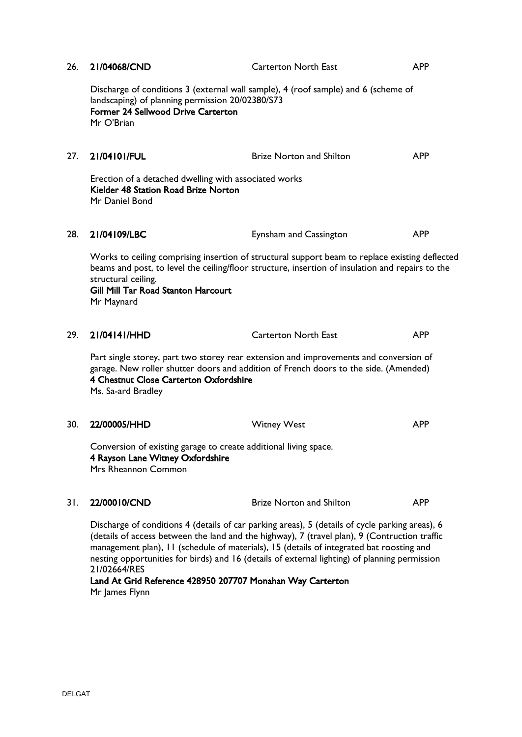26. **21/04068/CND** Carterton North East APP

Discharge of conditions 3 (external wall sample), 4 (roof sample) and 6 (scheme of landscaping) of planning permission 20/02380/S73
**Former 24 Sellwood Drive Carterton**
Mr O'Brian

27. **21/04101/FUL** Brize Norton and Shilton APP

Erection of a detached dwelling with associated works
**Kielder 48 Station Road Brize Norton**
Mr Daniel Bond

28. **21/04109/LBC** Eynsham and Cassington APP

Works to ceiling comprising insertion of structural support beam to replace existing deflected beams and post, to level the ceiling/floor structure, insertion of insulation and repairs to the structural ceiling.
**Gill Mill Tar Road Stanton Harcourt**
Mr Maynard

29. **21/04141/HHD** Carterton North East APP

Part single storey, part two storey rear extension and improvements and conversion of garage. New roller shutter doors and addition of French doors to the side. (Amended)
**4 Chestnut Close Carterton Oxfordshire**
Ms. Sa-ard Bradley

30. **22/00005/HHD** Witney West APP

Conversion of existing garage to create additional living space.
**4 Rayson Lane Witney Oxfordshire**
Mrs Rheannon Common

31. **22/00010/CND** Brize Norton and Shilton APP

Discharge of conditions 4 (details of car parking areas), 5 (details of cycle parking areas), 6 (details of access between the land and the highway), 7 (travel plan), 9 (Contruction traffic management plan), 11 (schedule of materials), 15 (details of integrated bat roosting and nesting opportunities for birds) and 16 (details of external lighting) of planning permission 21/02664/RES
**Land At Grid Reference 428950 207707 Monahan Way Carterton**
Mr James Flynn

DELGAT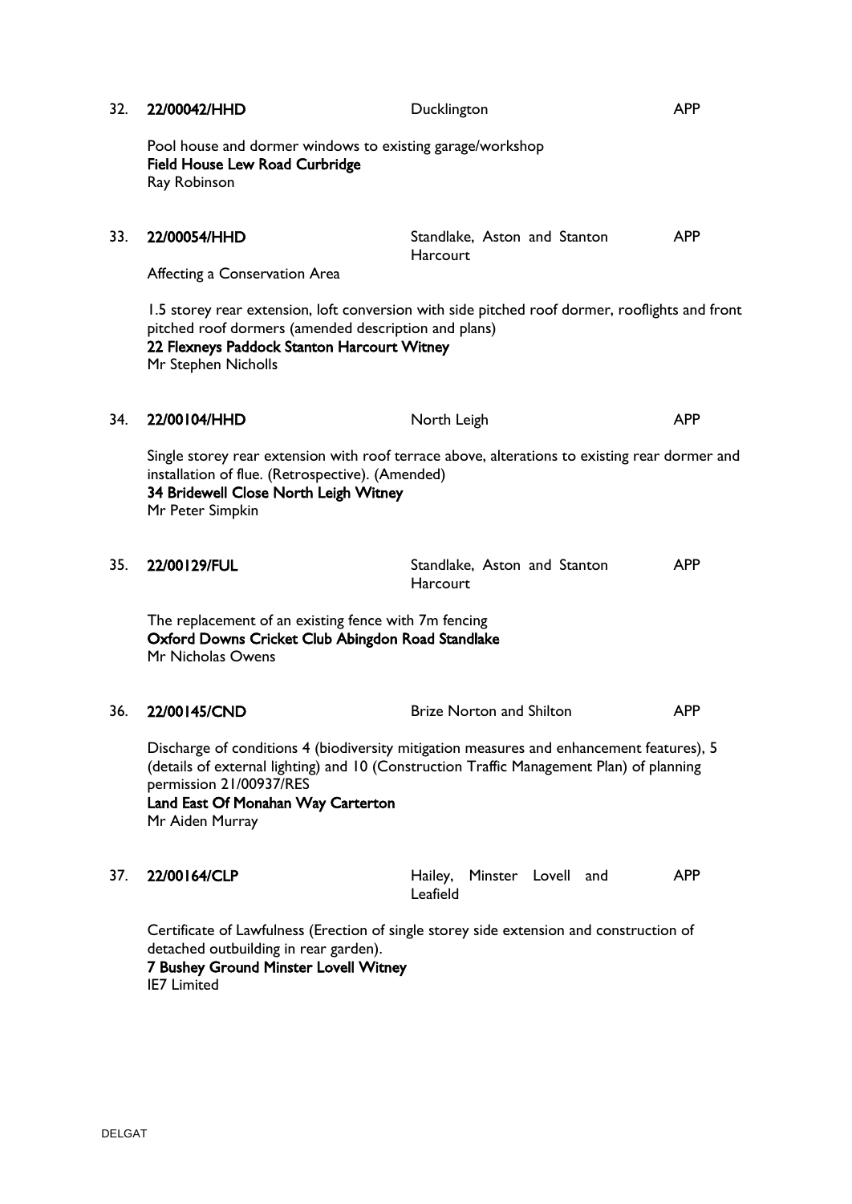32. **22/00042/HHD** Ducklington APP

Pool house and dormer windows to existing garage/workshop
**Field House Lew Road Curbridge**
Ray Robinson

33. **22/00054/HHD** Standlake, Aston and Stanton Harcourt APP

Affecting a Conservation Area

1.5 storey rear extension, loft conversion with side pitched roof dormer, rooflights and front pitched roof dormers (amended description and plans)
**22 Flexneys Paddock Stanton Harcourt Witney**
Mr Stephen Nicholls

34. **22/00104/HHD** North Leigh APP

Single storey rear extension with roof terrace above, alterations to existing rear dormer and installation of flue. (Retrospective). (Amended)
**34 Bridewell Close North Leigh Witney**
Mr Peter Simpkin

35. **22/00129/FUL** Standlake, Aston and Stanton Harcourt APP

The replacement of an existing fence with 7m fencing
**Oxford Downs Cricket Club Abingdon Road Standlake**
Mr Nicholas Owens

36. **22/00145/CND** Brize Norton and Shilton APP

Discharge of conditions 4 (biodiversity mitigation measures and enhancement features), 5 (details of external lighting) and 10 (Construction Traffic Management Plan) of planning permission 21/00937/RES
**Land East Of Monahan Way Carterton**
Mr Aiden Murray

37. **22/00164/CLP** Hailey, Minster Lovell and Leafield APP

Certificate of Lawfulness (Erection of single storey side extension and construction of detached outbuilding in rear garden).
**7 Bushey Ground Minster Lovell Witney**
IE7 Limited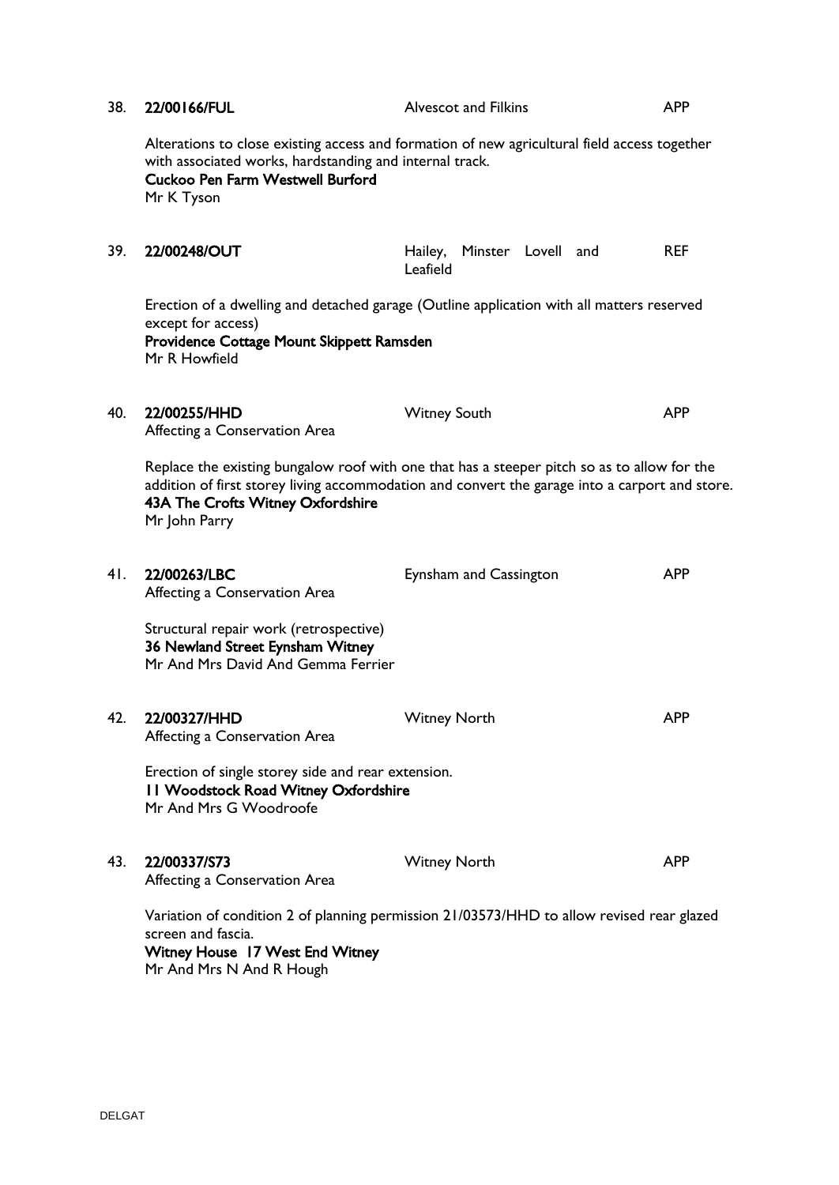38. **22/00166/FUL** Alvescot and Filkins APP

Alterations to close existing access and formation of new agricultural field access together with associated works, hardstanding and internal track.
**Cuckoo Pen Farm Westwell Burford**
Mr K Tyson

39. **22/00248/OUT** Hailey, Minster Lovell and Leafield REF

Erection of a dwelling and detached garage (Outline application with all matters reserved except for access)
**Providence Cottage Mount Skippett Ramsden**
Mr R Howfield

40. **22/00255/HHD** Witney South APP
Affecting a Conservation Area

Replace the existing bungalow roof with one that has a steeper pitch so as to allow for the addition of first storey living accommodation and convert the garage into a carport and store.
**43A The Crofts Witney Oxfordshire**
Mr John Parry

41. **22/00263/LBC** Eynsham and Cassington APP
Affecting a Conservation Area

Structural repair work (retrospective)
**36 Newland Street Eynsham Witney**
Mr And Mrs David And Gemma Ferrier

42. **22/00327/HHD** Witney North APP
Affecting a Conservation Area

Erection of single storey side and rear extension.
**11 Woodstock Road Witney Oxfordshire**
Mr And Mrs G Woodroofe

43. **22/00337/S73** Witney North APP
Affecting a Conservation Area

Variation of condition 2 of planning permission 21/03573/HHD to allow revised rear glazed screen and fascia.
**Witney House 17 West End Witney**
Mr And Mrs N And R Hough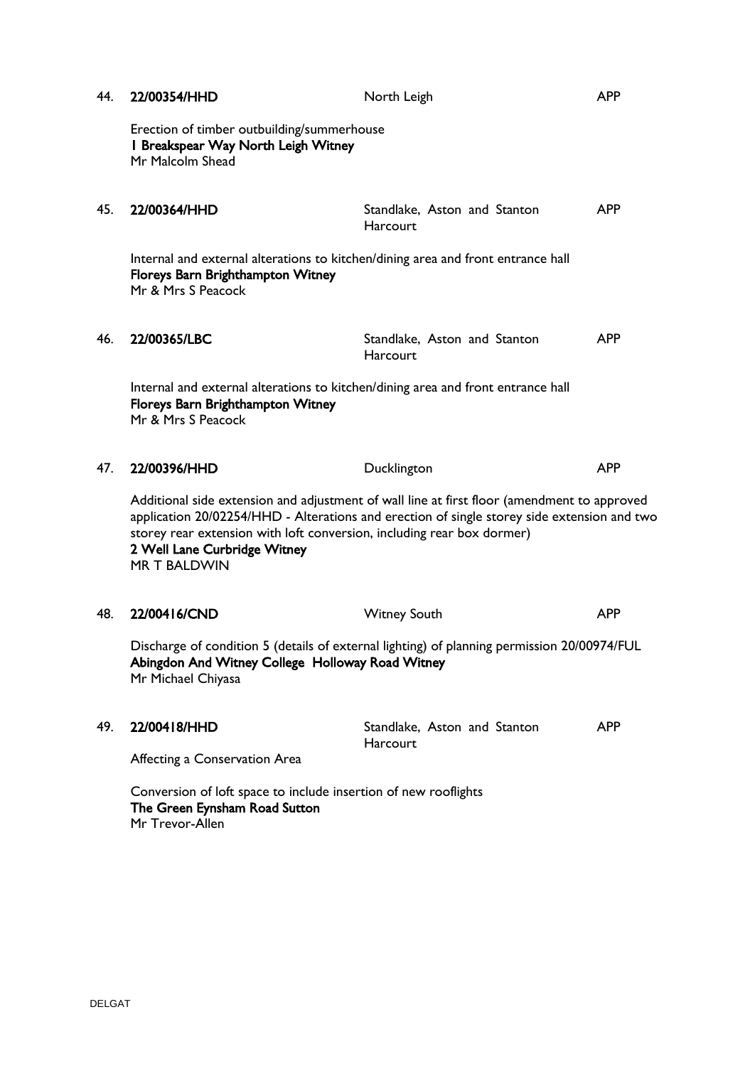44. **22/00354/HHD** North Leigh APP

Erection of timber outbuilding/summerhouse
**1 Breakspear Way North Leigh Witney**
Mr Malcolm Shead

45. **22/00364/HHD** Standlake, Aston and Stanton Harcourt APP

Internal and external alterations to kitchen/dining area and front entrance hall
**Floreys Barn Brighthampton Witney**
Mr & Mrs S Peacock

46. **22/00365/LBC** Standlake, Aston and Stanton Harcourt APP

Internal and external alterations to kitchen/dining area and front entrance hall
**Floreys Barn Brighthampton Witney**
Mr & Mrs S Peacock

47. **22/00396/HHD** Ducklington APP

Additional side extension and adjustment of wall line at first floor (amendment to approved application 20/02254/HHD - Alterations and erection of single storey side extension and two storey rear extension with loft conversion, including rear box dormer)
**2 Well Lane Curbridge Witney**
MR T BALDWIN

48. **22/00416/CND** Witney South APP

Discharge of condition 5 (details of external lighting) of planning permission 20/00974/FUL
**Abingdon And Witney College Holloway Road Witney**
Mr Michael Chiyasa

49. **22/00418/HHD** Standlake, Aston and Stanton Harcourt APP

Affecting a Conservation Area

Conversion of loft space to include insertion of new rooflights
**The Green Eynsham Road Sutton**
Mr Trevor-Allen

DELGAT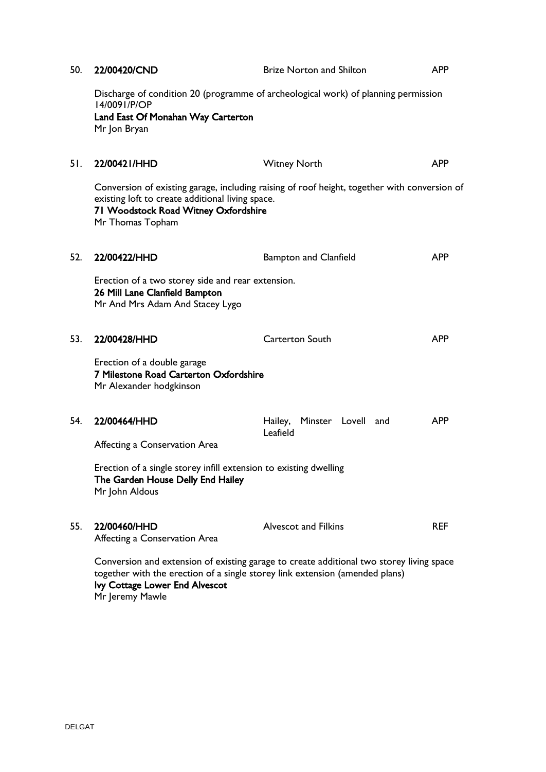50. **22/00420/CND** Brize Norton and Shilton APP

Discharge of condition 20 (programme of archeological work) of planning permission 14/0091/P/OP
**Land East Of Monahan Way Carterton**
Mr Jon Bryan

51. **22/00421/HHD** Witney North APP

Conversion of existing garage, including raising of roof height, together with conversion of existing loft to create additional living space.
**71 Woodstock Road Witney Oxfordshire**
Mr Thomas Topham

52. **22/00422/HHD** Bampton and Clanfield APP

Erection of a two storey side and rear extension.
**26 Mill Lane Clanfield Bampton**
Mr And Mrs Adam And Stacey Lygo

53. **22/00428/HHD** Carterton South APP

Erection of a double garage
**7 Milestone Road Carterton Oxfordshire**
Mr Alexander hodgkinson

54. **22/00464/HHD** Hailey, Minster Lovell and Leafield APP

Affecting a Conservation Area

Erection of a single storey infill extension to existing dwelling
**The Garden House Delly End Hailey**
Mr John Aldous

55. **22/00460/HHD** Alvescot and Filkins REF

Affecting a Conservation Area

Conversion and extension of existing garage to create additional two storey living space together with the erection of a single storey link extension (amended plans)
**Ivy Cottage Lower End Alvescot**
Mr Jeremy Mawle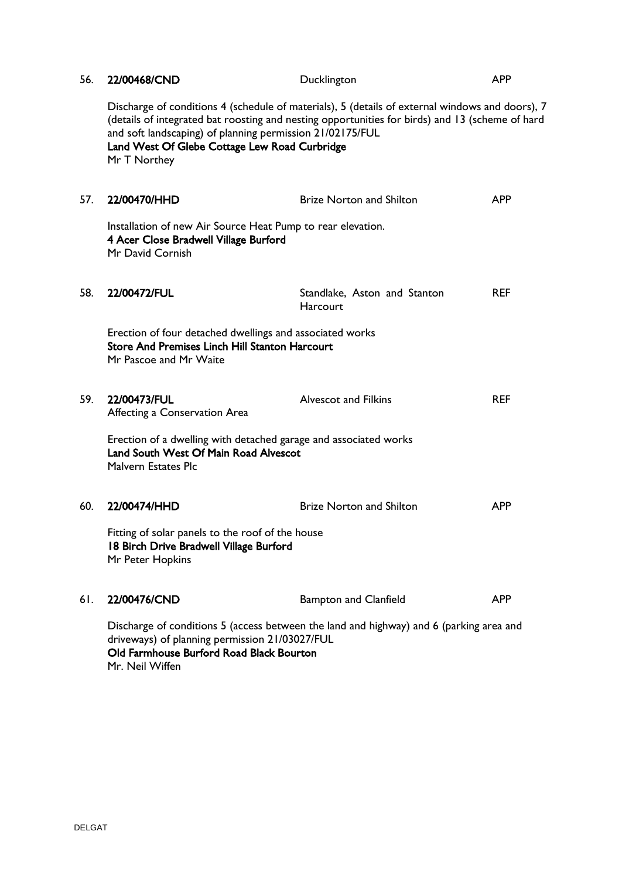56. **22/00468/CND** Ducklington APP

Discharge of conditions 4 (schedule of materials), 5 (details of external windows and doors), 7 (details of integrated bat roosting and nesting opportunities for birds) and 13 (scheme of hard and soft landscaping) of planning permission 21/02175/FUL
**Land West Of Glebe Cottage Lew Road Curbridge**
Mr T Northey

57. **22/00470/HHD** Brize Norton and Shilton APP

Installation of new Air Source Heat Pump to rear elevation.
**4 Acer Close Bradwell Village Burford**
Mr David Cornish

58. **22/00472/FUL** Standlake, Aston and Stanton Harcourt REF

Erection of four detached dwellings and associated works
**Store And Premises Linch Hill Stanton Harcourt**
Mr Pascoe and Mr Waite

59. **22/00473/FUL** Alvescot and Filkins REF
Affecting a Conservation Area

Erection of a dwelling with detached garage and associated works
**Land South West Of Main Road Alvescot**
Malvern Estates Plc

60. **22/00474/HHD** Brize Norton and Shilton APP

Fitting of solar panels to the roof of the house
**18 Birch Drive Bradwell Village Burford**
Mr Peter Hopkins

61. **22/00476/CND** Bampton and Clanfield APP

Discharge of conditions 5 (access between the land and highway) and 6 (parking area and driveways) of planning permission 21/03027/FUL
**Old Farmhouse Burford Road Black Bourton**
Mr. Neil Wiffen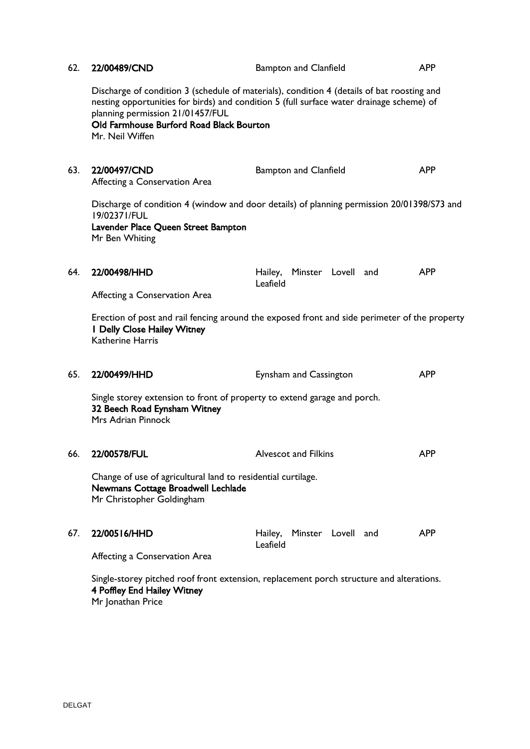62. **22/00489/CND** Bampton and Clanfield APP

Discharge of condition 3 (schedule of materials), condition 4 (details of bat roosting and nesting opportunities for birds) and condition 5 (full surface water drainage scheme) of planning permission 21/01457/FUL
**Old Farmhouse Burford Road Black Bourton**
Mr. Neil Wiffen

63. **22/00497/CND** Bampton and Clanfield APP
Affecting a Conservation Area

Discharge of condition 4 (window and door details) of planning permission 20/01398/S73 and 19/02371/FUL
**Lavender Place Queen Street Bampton**
Mr Ben Whiting

64. **22/00498/HHD** Hailey, Minster Lovell and Leafield APP
Affecting a Conservation Area

Erection of post and rail fencing around the exposed front and side perimeter of the property
**1 Delly Close Hailey Witney**
Katherine Harris

65. **22/00499/HHD** Eynsham and Cassington APP

Single storey extension to front of property to extend garage and porch.
**32 Beech Road Eynsham Witney**
Mrs Adrian Pinnock

66. **22/00578/FUL** Alvescot and Filkins APP

Change of use of agricultural land to residential curtilage.
**Newmans Cottage Broadwell Lechlade**
Mr Christopher Goldingham

67. **22/00516/HHD** Hailey, Minster Lovell and Leafield APP
Affecting a Conservation Area

Single-storey pitched roof front extension, replacement porch structure and alterations.
**4 Poffley End Hailey Witney**
Mr Jonathan Price

DELGAT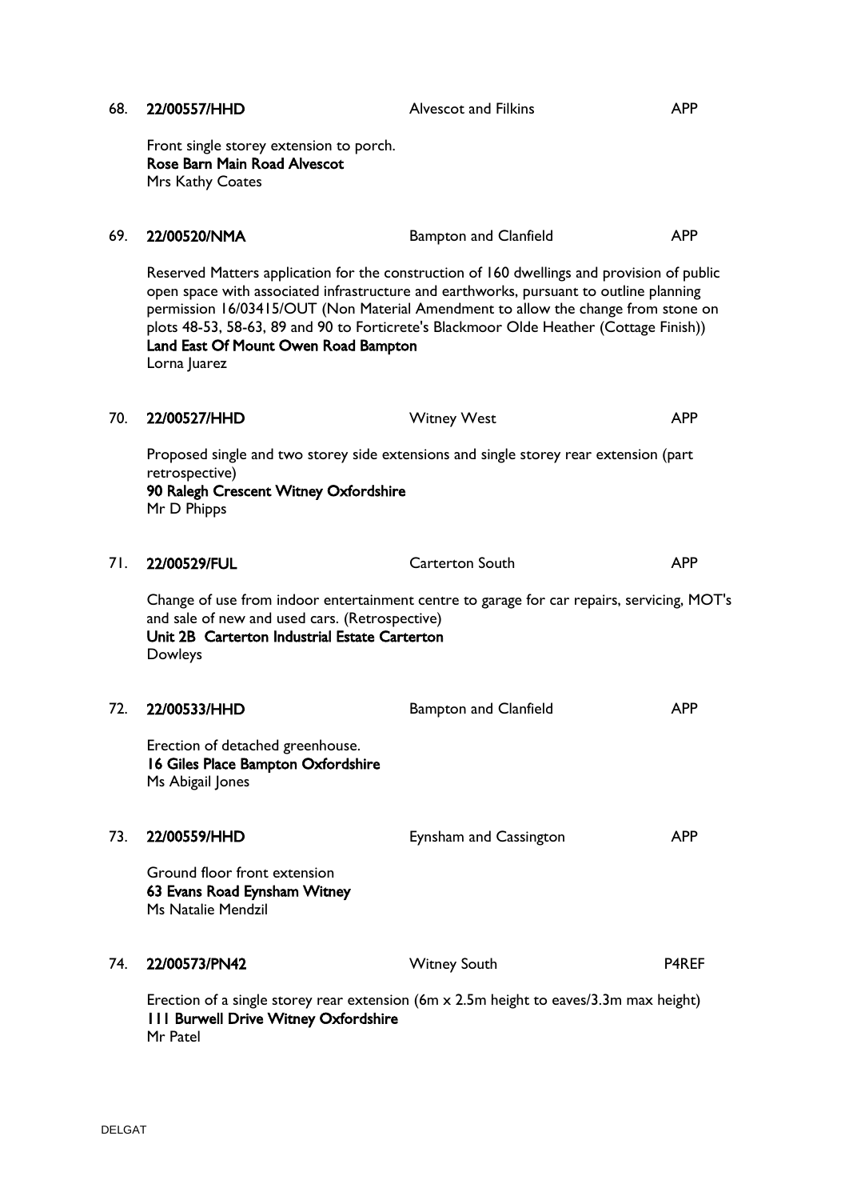68. **22/00557/HHD** Alvescot and Filkins APP

Front single storey extension to porch.
**Rose Barn Main Road Alvescot**
Mrs Kathy Coates

69. **22/00520/NMA** Bampton and Clanfield APP

Reserved Matters application for the construction of 160 dwellings and provision of public open space with associated infrastructure and earthworks, pursuant to outline planning permission 16/03415/OUT (Non Material Amendment to allow the change from stone on plots 48-53, 58-63, 89 and 90 to Forticrete's Blackmoor Olde Heather (Cottage Finish))
**Land East Of Mount Owen Road Bampton**
Lorna Juarez

70. **22/00527/HHD** Witney West APP

Proposed single and two storey side extensions and single storey rear extension (part retrospective)
**90 Ralegh Crescent Witney Oxfordshire**
Mr D Phipps

71. **22/00529/FUL** Carterton South APP

Change of use from indoor entertainment centre to garage for car repairs, servicing, MOT's and sale of new and used cars. (Retrospective)
**Unit 2B Carterton Industrial Estate Carterton**
Dowleys

72. **22/00533/HHD** Bampton and Clanfield APP

Erection of detached greenhouse.
**16 Giles Place Bampton Oxfordshire**
Ms Abigail Jones

73. **22/00559/HHD** Eynsham and Cassington APP

Ground floor front extension
**63 Evans Road Eynsham Witney**
Ms Natalie Mendzil

74. **22/00573/PN42** Witney South P4REF

Erection of a single storey rear extension (6m x 2.5m height to eaves/3.3m max height)
**111 Burwell Drive Witney Oxfordshire**
Mr Patel

DELGAT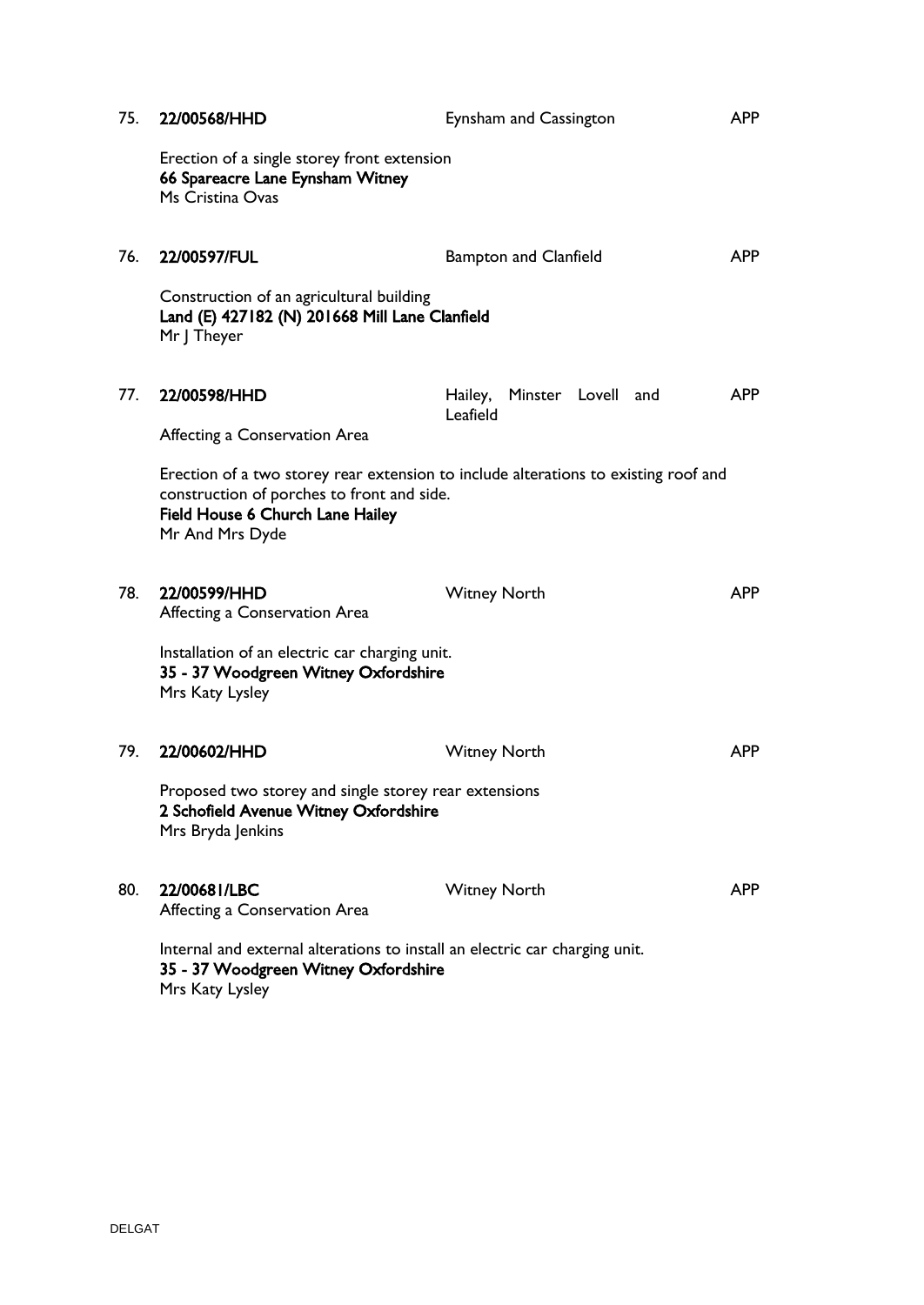75. **22/00568/HHD** Eynsham and Cassington APP

Erection of a single storey front extension
**66 Spareacre Lane Eynsham Witney**
Ms Cristina Ovas

76. **22/00597/FUL** Bampton and Clanfield APP

Construction of an agricultural building
**Land (E) 427182 (N) 201668 Mill Lane Clanfield**
Mr J Theyer

77. **22/00598/HHD** Hailey, Minster Lovell and Leafield APP

Affecting a Conservation Area

Erection of a two storey rear extension to include alterations to existing roof and construction of porches to front and side.
**Field House 6 Church Lane Hailey**
Mr And Mrs Dyde

78. **22/00599/HHD** Witney North APP
Affecting a Conservation Area

Installation of an electric car charging unit.
**35 - 37 Woodgreen Witney Oxfordshire**
Mrs Katy Lysley

79. **22/00602/HHD** Witney North APP

Proposed two storey and single storey rear extensions
**2 Schofield Avenue Witney Oxfordshire**
Mrs Bryda Jenkins

80. **22/00681/LBC** Witney North APP
Affecting a Conservation Area

Internal and external alterations to install an electric car charging unit.
**35 - 37 Woodgreen Witney Oxfordshire**
Mrs Katy Lysley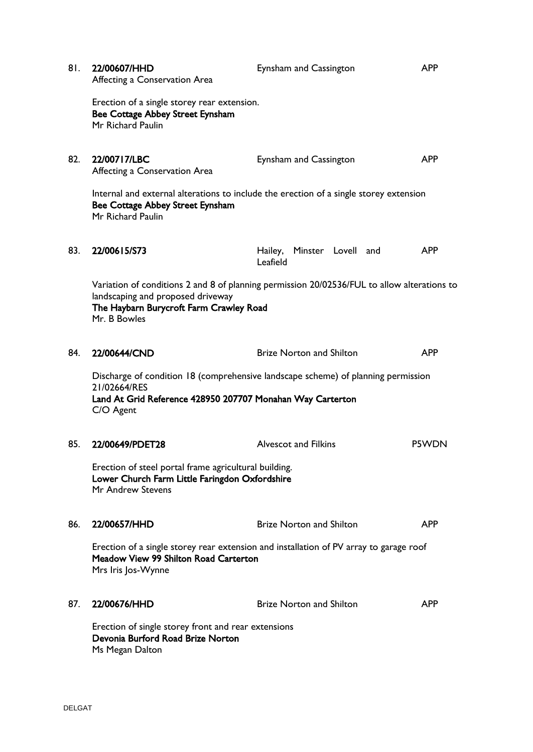81. **22/00607/HHD** Eynsham and Cassington APP
Affecting a Conservation Area

Erection of a single storey rear extension.
**Bee Cottage Abbey Street Eynsham**
Mr Richard Paulin

82. **22/00717/LBC** Eynsham and Cassington APP
Affecting a Conservation Area

Internal and external alterations to include the erection of a single storey extension
**Bee Cottage Abbey Street Eynsham**
Mr Richard Paulin

83. **22/00615/S73** Hailey, Minster Lovell and Leafield APP

Variation of conditions 2 and 8 of planning permission 20/02536/FUL to allow alterations to landscaping and proposed driveway
**The Haybarn Burycroft Farm Crawley Road**
Mr. B Bowles

84. **22/00644/CND** Brize Norton and Shilton APP

Discharge of condition 18 (comprehensive landscape scheme) of planning permission 21/02664/RES
**Land At Grid Reference 428950 207707 Monahan Way Carterton**
C/O Agent

85. **22/00649/PDET28** Alvescot and Filkins P5WDN

Erection of steel portal frame agricultural building.
**Lower Church Farm Little Faringdon Oxfordshire**
Mr Andrew Stevens

86. **22/00657/HHD** Brize Norton and Shilton APP

Erection of a single storey rear extension and installation of PV array to garage roof
**Meadow View 99 Shilton Road Carterton**
Mrs Iris Jos-Wynne

87. **22/00676/HHD** Brize Norton and Shilton APP

Erection of single storey front and rear extensions
**Devonia Burford Road Brize Norton**
Ms Megan Dalton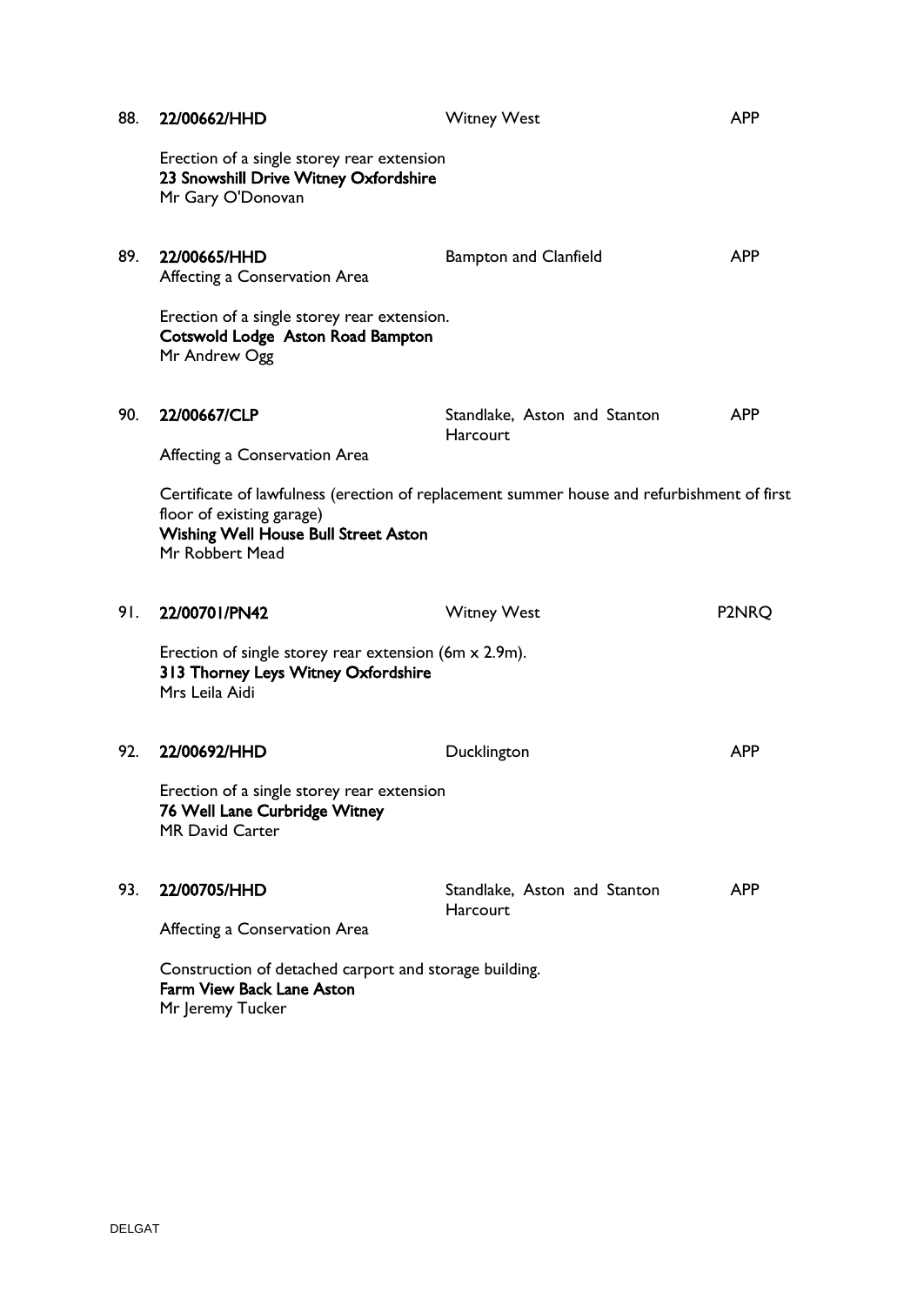88. **22/00662/HHD** Witney West APP

Erection of a single storey rear extension
**23 Snowshill Drive Witney Oxfordshire**
Mr Gary O'Donovan

89. **22/00665/HHD** Bampton and Clanfield APP
Affecting a Conservation Area

Erection of a single storey rear extension.
**Cotswold Lodge Aston Road Bampton**
Mr Andrew Ogg

90. **22/00667/CLP** Standlake, Aston and Stanton Harcourt APP

Affecting a Conservation Area

Certificate of lawfulness (erection of replacement summer house and refurbishment of first floor of existing garage)
**Wishing Well House Bull Street Aston**
Mr Robbert Mead

91. **22/00701/PN42** Witney West P2NRQ

Erection of single storey rear extension (6m x 2.9m).
**313 Thorney Leys Witney Oxfordshire**
Mrs Leila Aidi

92. **22/00692/HHD** Ducklington APP

Erection of a single storey rear extension
**76 Well Lane Curbridge Witney**
MR David Carter

93. **22/00705/HHD** Standlake, Aston and Stanton Harcourt APP

Affecting a Conservation Area

Construction of detached carport and storage building.
**Farm View Back Lane Aston**
Mr Jeremy Tucker

DELGAT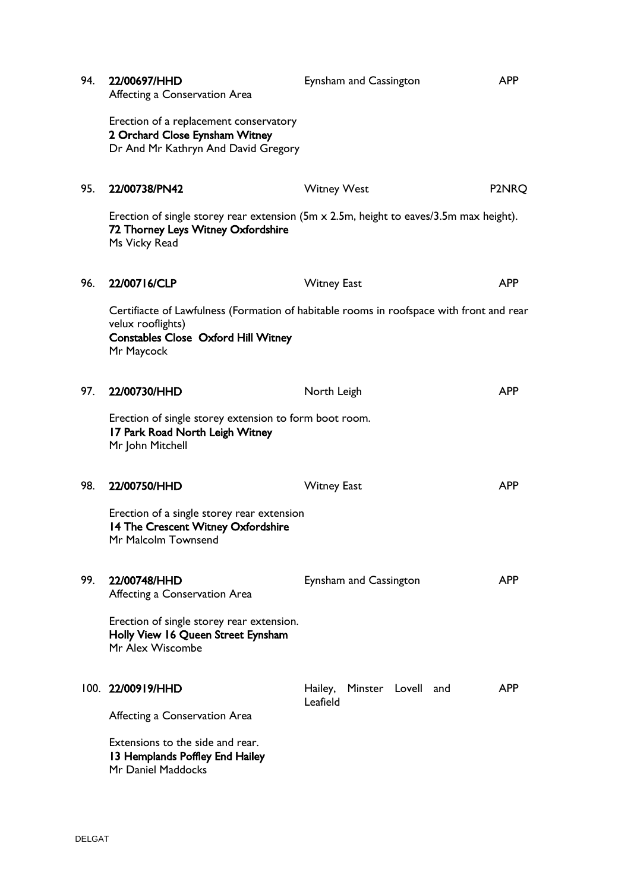94. **22/00697/HHD** — Eynsham and Cassington — APP
Affecting a Conservation Area

Erection of a replacement conservatory
**2 Orchard Close Eynsham Witney**
Dr And Mr Kathryn And David Gregory

95. **22/00738/PN42** — Witney West — P2NRQ

Erection of single storey rear extension (5m x 2.5m, height to eaves/3.5m max height).
**72 Thorney Leys Witney Oxfordshire**
Ms Vicky Read

96. **22/00716/CLP** — Witney East — APP

Certifiacte of Lawfulness (Formation of habitable rooms in roofspace with front and rear velux rooflights)
**Constables Close Oxford Hill Witney**
Mr Maycock

97. **22/00730/HHD** — North Leigh — APP

Erection of single storey extension to form boot room.
**17 Park Road North Leigh Witney**
Mr John Mitchell

98. **22/00750/HHD** — Witney East — APP

Erection of a single storey rear extension
**14 The Crescent Witney Oxfordshire**
Mr Malcolm Townsend

99. **22/00748/HHD** — Eynsham and Cassington — APP
Affecting a Conservation Area

Erection of single storey rear extension.
**Holly View 16 Queen Street Eynsham**
Mr Alex Wiscombe

100. **22/00919/HHD** — Hailey, Minster Lovell and Leafield — APP

Affecting a Conservation Area

Extensions to the side and rear.
**13 Hemplands Poffley End Hailey**
Mr Daniel Maddocks

DELGAT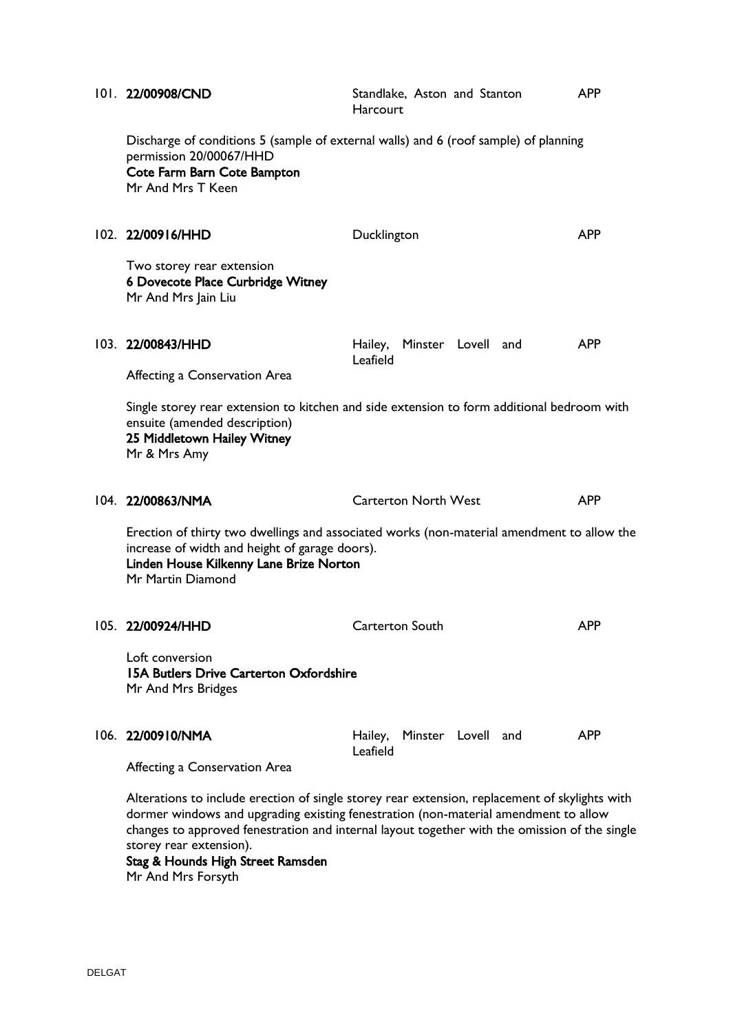101. **22/00908/CND** Standlake, Aston and Stanton Harcourt APP

Discharge of conditions 5 (sample of external walls) and 6 (roof sample) of planning permission 20/00067/HHD
**Cote Farm Barn Cote Bampton**
Mr And Mrs T Keen

102. **22/00916/HHD** Ducklington APP

Two storey rear extension
**6 Dovecote Place Curbridge Witney**
Mr And Mrs Jain Liu

103. **22/00843/HHD** Hailey, Minster Lovell and Leafield APP

Affecting a Conservation Area

Single storey rear extension to kitchen and side extension to form additional bedroom with ensuite (amended description)
**25 Middletown Hailey Witney**
Mr & Mrs Amy

104. **22/00863/NMA** Carterton North West APP

Erection of thirty two dwellings and associated works (non-material amendment to allow the increase of width and height of garage doors).
**Linden House Kilkenny Lane Brize Norton**
Mr Martin Diamond

105. **22/00924/HHD** Carterton South APP

Loft conversion
**15A Butlers Drive Carterton Oxfordshire**
Mr And Mrs Bridges

106. **22/00910/NMA** Hailey, Minster Lovell and Leafield APP

Affecting a Conservation Area

Alterations to include erection of single storey rear extension, replacement of skylights with dormer windows and upgrading existing fenestration (non-material amendment to allow changes to approved fenestration and internal layout together with the omission of the single storey rear extension).
**Stag & Hounds High Street Ramsden**
Mr And Mrs Forsyth

DELGAT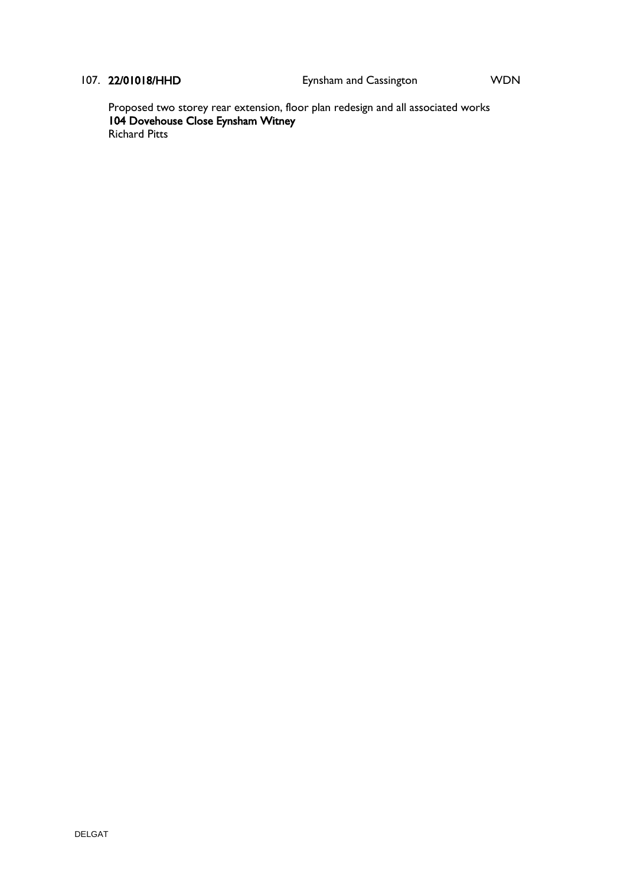107. **22/01018/HHD** Eynsham and Cassington WDN

Proposed two storey rear extension, floor plan redesign and all associated works
**104 Dovehouse Close Eynsham Witney**
Richard Pitts

DELGAT